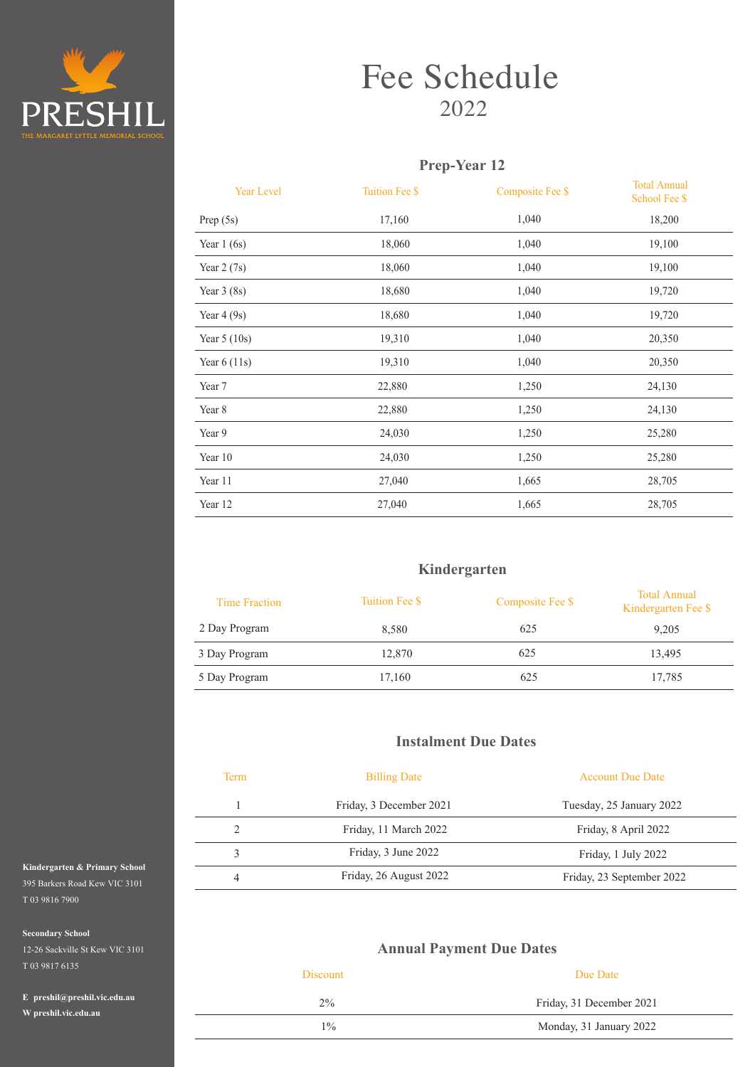PRESHIL

THE MARGARET LYTTLE MEMORIAL SCHOOL

# Fee Schedule
## 2022

### Prep-Year 12

| Year Level | Tuition Fee $ | Composite Fee $ | Total Annual School Fee $ |
|---|---|---|---|
| Prep (5s) | 17,160 | 1,040 | 18,200 |
| Year 1 (6s) | 18,060 | 1,040 | 19,100 |
| Year 2 (7s) | 18,060 | 1,040 | 19,100 |
| Year 3 (8s) | 18,680 | 1,040 | 19,720 |
| Year 4 (9s) | 18,680 | 1,040 | 19,720 |
| Year 5 (10s) | 19,310 | 1,040 | 20,350 |
| Year 6 (11s) | 19,310 | 1,040 | 20,350 |
| Year 7 | 22,880 | 1,250 | 24,130 |
| Year 8 | 22,880 | 1,250 | 24,130 |
| Year 9 | 24,030 | 1,250 | 25,280 |
| Year 10 | 24,030 | 1,250 | 25,280 |
| Year 11 | 27,040 | 1,665 | 28,705 |
| Year 12 | 27,040 | 1,665 | 28,705 |

### Kindergarten

| Time Fraction | Tuition Fee $ | Composite Fee $ | Total Annual Kindergarten Fee $ |
|---|---|---|---|
| 2 Day Program | 8,580 | 625 | 9,205 |
| 3 Day Program | 12,870 | 625 | 13,495 |
| 5 Day Program | 17,160 | 625 | 17,785 |

### Instalment Due Dates

| Term | Billing Date | Account Due Date |
|---|---|---|
| 1 | Friday, 3 December 2021 | Tuesday, 25 January 2022 |
| 2 | Friday, 11 March 2022 | Friday, 8 April 2022 |
| 3 | Friday, 3 June 2022 | Friday, 1 July 2022 |
| 4 | Friday, 26 August 2022 | Friday, 23 September 2022 |

### Annual Payment Due Dates

| Discount | Due Date |
|---|---|
| 2% | Friday, 31 December 2021 |
| 1% | Monday, 31 January 2022 |

**Kindergarten & Primary School**
395 Barkers Road Kew VIC 3101
T 03 9816 7900

**Secondary School**
12-26 Sackville St Kew VIC 3101
T 03 9817 6135

**E preshil@preshil.vic.edu.au**
**W preshil.vic.edu.au**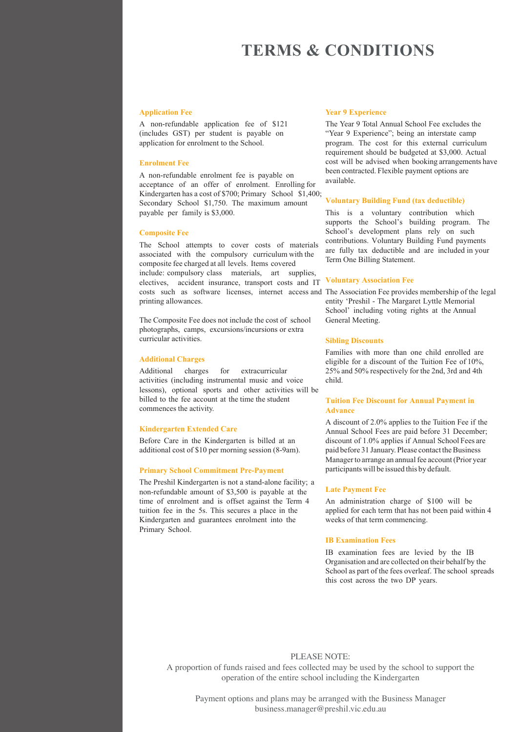# TERMS & CONDITIONS

### Application Fee

A non-refundable application fee of $121 (includes GST) per student is payable on application for enrolment to the School.

### Enrolment Fee

A non-refundable enrolment fee is payable on acceptance of an offer of enrolment. Enrolling for Kindergarten has a cost of $700; Primary School $1,400; Secondary School $1,750. The maximum amount payable per family is $3,000.

### Composite Fee

The School attempts to cover costs of materials associated with the compulsory curriculum with the composite fee charged at all levels. Items covered include: compulsory class materials, art supplies, electives, accident insurance, transport costs and IT costs such as software licenses, internet access and printing allowances.

The Composite Fee does not include the cost of school photographs, camps, excursions/incursions or extra curricular activities.

### Additional Charges

Additional charges for extracurricular activities (including instrumental music and voice lessons), optional sports and other activities will be billed to the fee account at the time the student commences the activity.

### Kindergarten Extended Care

Before Care in the Kindergarten is billed at an additional cost of $10 per morning session (8-9am).

### Primary School Commitment Pre-Payment

The Preshil Kindergarten is not a stand-alone facility; a non-refundable amount of $3,500 is payable at the time of enrolment and is offset against the Term 4 tuition fee in the 5s. This secures a place in the Kindergarten and guarantees enrolment into the Primary School.

### Year 9 Experience

The Year 9 Total Annual School Fee excludes the "Year 9 Experience"; being an interstate camp program. The cost for this external curriculum requirement should be budgeted at $3,000. Actual cost will be advised when booking arrangements have been contracted. Flexible payment options are available.

### Voluntary Building Fund (tax deductible)

This is a voluntary contribution which supports the School's building program. The School's development plans rely on such contributions. Voluntary Building Fund payments are fully tax deductible and are included in your Term One Billing Statement.

### Voluntary Association Fee

The Association Fee provides membership of the legal entity 'Preshil - The Margaret Lyttle Memorial School' including voting rights at the Annual General Meeting.

### Sibling Discounts

Families with more than one child enrolled are eligible for a discount of the Tuition Fee of 10%, 25% and 50% respectively for the 2nd, 3rd and 4th child.

### Tuition Fee Discount for Annual Payment in Advance

A discount of 2.0% applies to the Tuition Fee if the Annual School Fees are paid before 31 December; discount of 1.0% applies if Annual School Fees are paid before 31 January. Please contact the Business Manager to arrange an annual fee account (Prior year participants will be issued this by default.

### Late Payment Fee

An administration charge of $100 will be applied for each term that has not been paid within 4 weeks of that term commencing.

### IB Examination Fees

IB examination fees are levied by the IB Organisation and are collected on their behalf by the School as part of the fees overleaf. The school spreads this cost across the two DP years.

PLEASE NOTE:

A proportion of funds raised and fees collected may be used by the school to support the operation of the entire school including the Kindergarten

Payment options and plans may be arranged with the Business Manager
business.manager@preshil.vic.edu.au